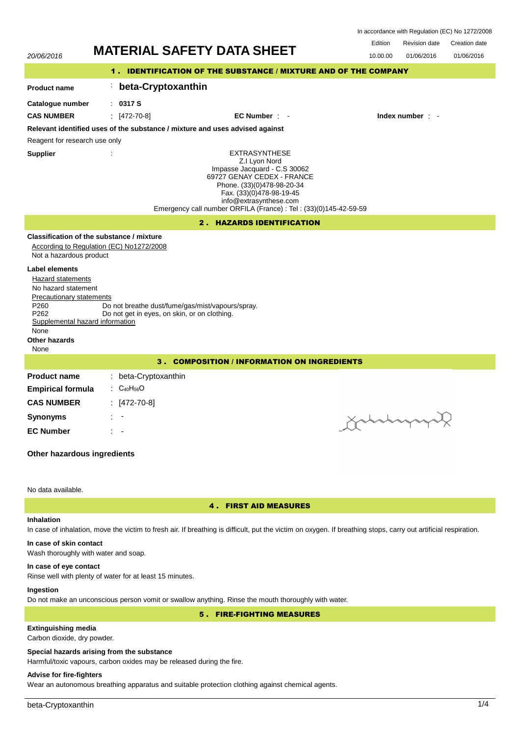In accordance with Regulation (EC) No 1272/2008

| 20/06/2016 | MATERIAL SAFETY DATA SHEET | Edition | Revision date | Creation date |
|---|---|---|---|---|
| | | 10.00.00 | 01/06/2016 | 01/06/2016 |

## 1 . IDENTIFICATION OF THE SUBSTANCE / MIXTURE AND OF THE COMPANY

**Product name** : **beta-Cryptoxanthin**

**Catalogue number** : **0317 S**

**CAS NUMBER** : [472-70-8] **EC Number** : - **Index number** : -

**Relevant identified uses of the substance / mixture and uses advised against**

Reagent for research use only

**Supplier** :

EXTRASYNTHESE
Z.I Lyon Nord
Impasse Jacquard - C.S 30062
69727 GENAY CEDEX - FRANCE
Phone. (33)(0)478-98-20-34
Fax. (33)(0)478-98-19-45
info@extrasynthese.com
Emergency call number ORFILA (France) : Tel : (33)(0)145-42-59-59

## 2 . HAZARDS IDENTIFICATION

**Classification of the substance / mixture**

According to Regulation (EC) No1272/2008

Not a hazardous product

**Label elements**

Hazard statements

No hazard statement

Precautionary statements

P260 Do not breathe dust/fume/gas/mist/vapours/spray.
P262 Do not get in eyes, on skin, or on clothing.

Supplemental hazard information

None

**Other hazards**

None

## 3 . COMPOSITION / INFORMATION ON INGREDIENTS

**Product name** : beta-Cryptoxanthin

**Empirical formula** : $C_{40}H_{56}O$

**CAS NUMBER** : [472-70-8]

**Synonyms** : -

**EC Number** : -

**Other hazardous ingredients**

No data available.

## 4 . FIRST AID MEASURES

**Inhalation**

In case of inhalation, move the victim to fresh air. If breathing is difficult, put the victim on oxygen. If breathing stops, carry out artificial respiration.

**In case of skin contact**

Wash thoroughly with water and soap.

**In case of eye contact**

Rinse well with plenty of water for at least 15 minutes.

**Ingestion**

Do not make an unconscious person vomit or swallow anything. Rinse the mouth thoroughly with water.

## 5 . FIRE-FIGHTING MEASURES

**Extinguishing media**

Carbon dioxide, dry powder.

**Special hazards arising from the substance**

Harmful/toxic vapours, carbon oxides may be released during the fire.

**Advise for fire-fighters**

Wear an autonomous breathing apparatus and suitable protection clothing against chemical agents.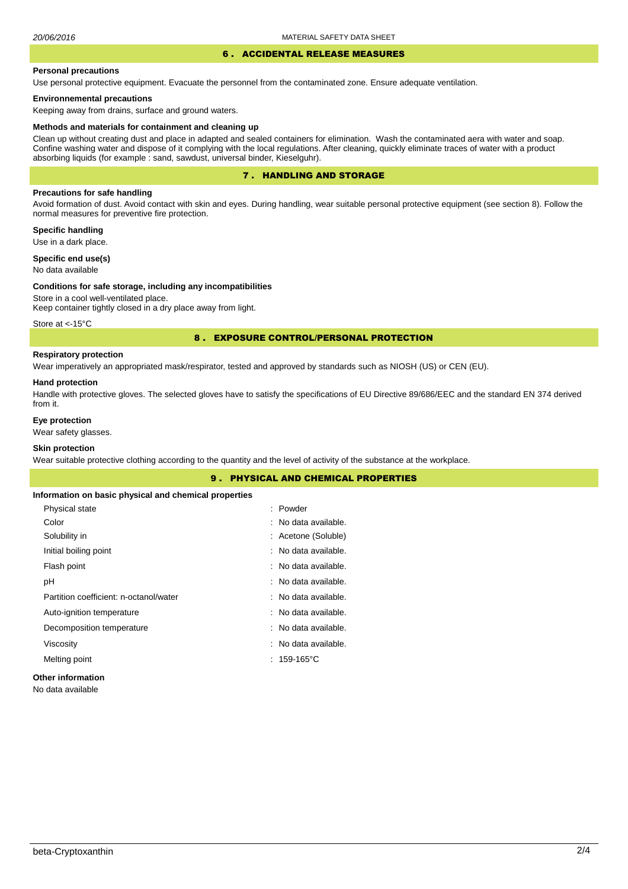## 6 . ACCIDENTAL RELEASE MEASURES

**Personal precautions**

Use personal protective equipment. Evacuate the personnel from the contaminated zone. Ensure adequate ventilation.

**Environnemental precautions**

Keeping away from drains, surface and ground waters.

**Methods and materials for containment and cleaning up**

Clean up without creating dust and place in adapted and sealed containers for elimination. Wash the contaminated aera with water and soap. Confine washing water and dispose of it complying with the local regulations. After cleaning, quickly eliminate traces of water with a product absorbing liquids (for example : sand, sawdust, universal binder, Kieselguhr).

## 7 . HANDLING AND STORAGE

**Precautions for safe handling**

Avoid formation of dust. Avoid contact with skin and eyes. During handling, wear suitable personal protective equipment (see section 8). Follow the normal measures for preventive fire protection.

**Specific handling**

Use in a dark place.

**Specific end use(s)**

No data available

**Conditions for safe storage, including any incompatibilities**

Store in a cool well-ventilated place.
Keep container tightly closed in a dry place away from light.

Store at <-15°C

## 8 . EXPOSURE CONTROL/PERSONAL PROTECTION

**Respiratory protection**

Wear imperatively an appropriated mask/respirator, tested and approved by standards such as NIOSH (US) or CEN (EU).

**Hand protection**

Handle with protective gloves. The selected gloves have to satisfy the specifications of EU Directive 89/686/EEC and the standard EN 374 derived from it.

**Eye protection**

Wear safety glasses.

**Skin protection**

Wear suitable protective clothing according to the quantity and the level of activity of the substance at the workplace.

## 9 . PHYSICAL AND CHEMICAL PROPERTIES

**Information on basic physical and chemical properties**

| Property | Value |
|---|---|
| Physical state | : Powder |
| Color | : No data available. |
| Solubility in | : Acetone (Soluble) |
| Initial boiling point | : No data available. |
| Flash point | : No data available. |
| pH | : No data available. |
| Partition coefficient: n-octanol/water | : No data available. |
| Auto-ignition temperature | : No data available. |
| Decomposition temperature | : No data available. |
| Viscosity | : No data available. |
| Melting point | : 159-165°C |

**Other information**

No data available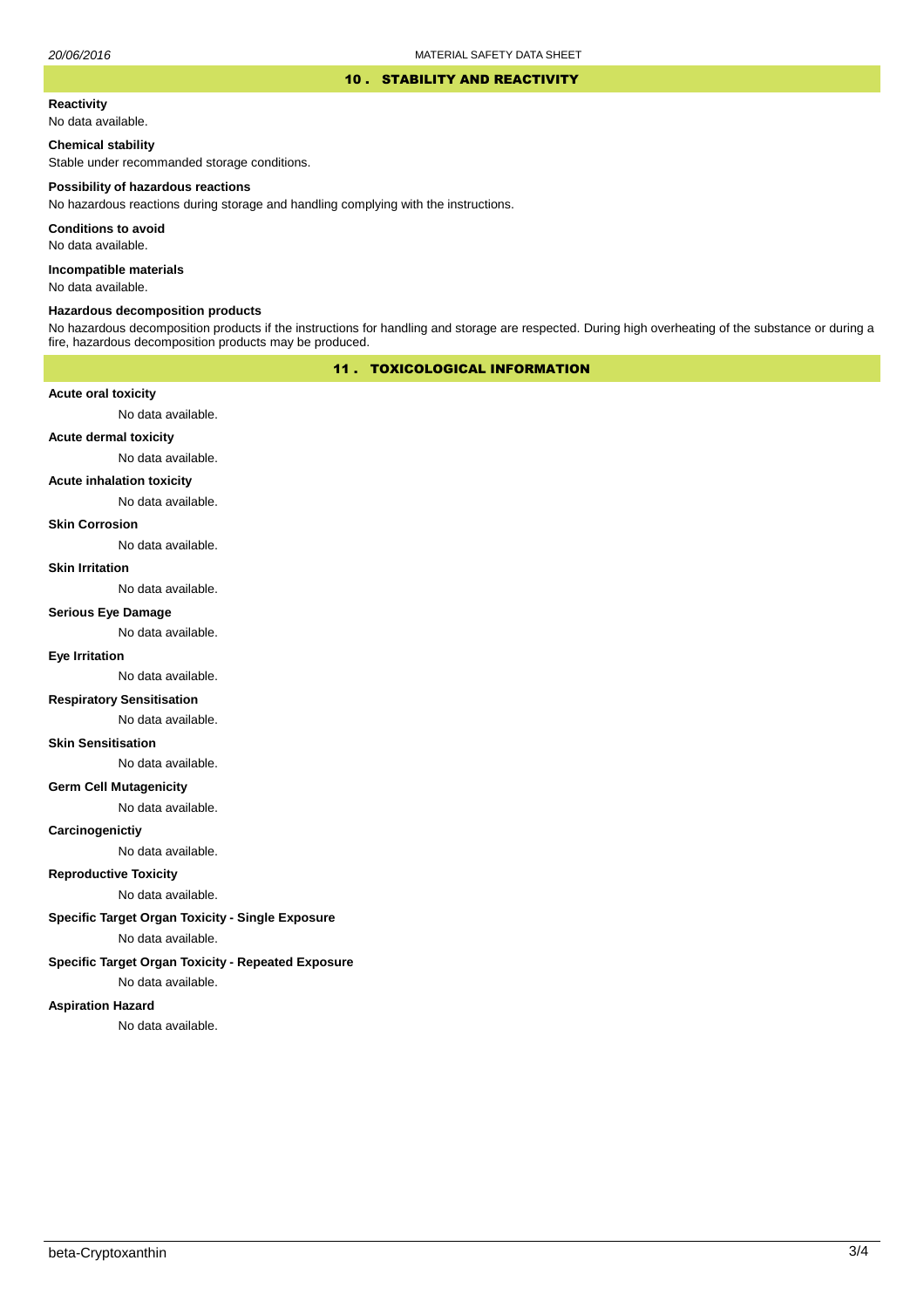## 10 . STABILITY AND REACTIVITY

**Reactivity**

No data available.

**Chemical stability**

Stable under recommanded storage conditions.

**Possibility of hazardous reactions**

No hazardous reactions during storage and handling complying with the instructions.

**Conditions to avoid**

No data available.

**Incompatible materials**

No data available.

**Hazardous decomposition products**

No hazardous decomposition products if the instructions for handling and storage are respected. During high overheating of the substance or during a fire, hazardous decomposition products may be produced.

## 11 . TOXICOLOGICAL INFORMATION

**Acute oral toxicity**

No data available.

**Acute dermal toxicity**

No data available.

**Acute inhalation toxicity**

No data available.

**Skin Corrosion**

No data available.

**Skin Irritation**

No data available.

**Serious Eye Damage**

No data available.

**Eye Irritation**

No data available.

**Respiratory Sensitisation**

No data available.

**Skin Sensitisation**

No data available.

**Germ Cell Mutagenicity**

No data available.

**Carcinogenictiy**

No data available.

**Reproductive Toxicity**

No data available.

**Specific Target Organ Toxicity - Single Exposure**

No data available.

**Specific Target Organ Toxicity - Repeated Exposure**

No data available.

**Aspiration Hazard**

No data available.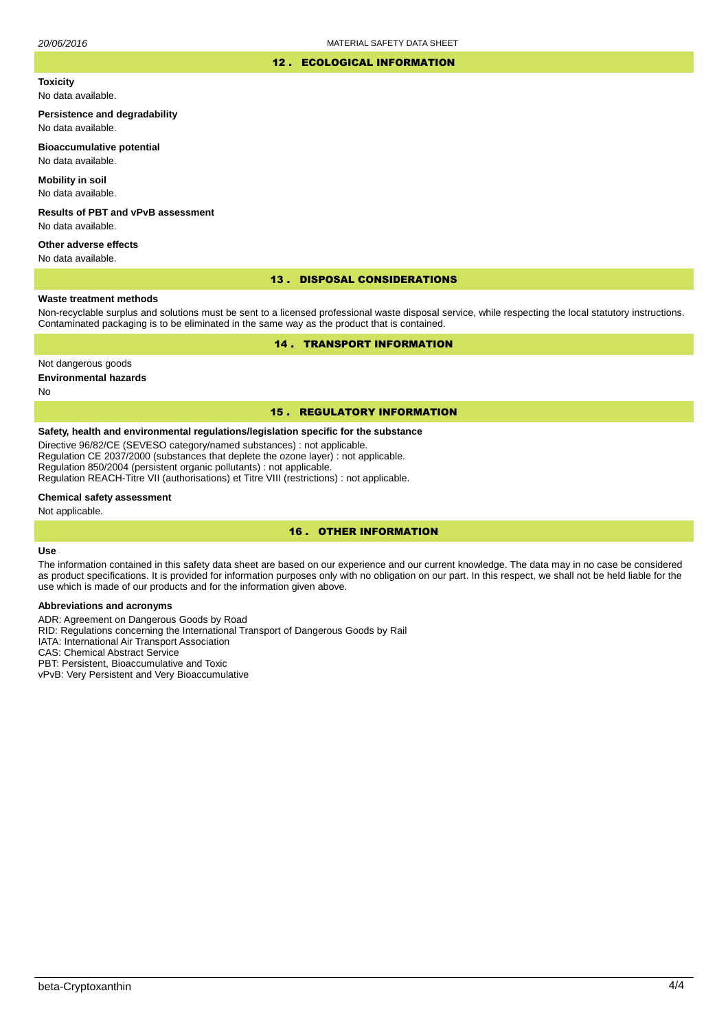## 12 . ECOLOGICAL INFORMATION

**Toxicity**

No data available.

**Persistence and degradability**

No data available.

**Bioaccumulative potential**

No data available.

**Mobility in soil**

No data available.

**Results of PBT and vPvB assessment**

No data available.

**Other adverse effects**

No data available.

## 13 . DISPOSAL CONSIDERATIONS

**Waste treatment methods**

Non-recyclable surplus and solutions must be sent to a licensed professional waste disposal service, while respecting the local statutory instructions. Contaminated packaging is to be eliminated in the same way as the product that is contained.

## 14 . TRANSPORT INFORMATION

Not dangerous goods

**Environmental hazards**

No

## 15 . REGULATORY INFORMATION

**Safety, health and environmental regulations/legislation specific for the substance**

Directive 96/82/CE (SEVESO category/named substances) : not applicable.
Regulation CE 2037/2000 (substances that deplete the ozone layer) : not applicable.
Regulation 850/2004 (persistent organic pollutants) : not applicable.
Regulation REACH-Titre VII (authorisations) et Titre VIII (restrictions) : not applicable.

**Chemical safety assessment**

Not applicable.

## 16 . OTHER INFORMATION

**Use**

The information contained in this safety data sheet are based on our experience and our current knowledge. The data may in no case be considered as product specifications. It is provided for information purposes only with no obligation on our part. In this respect, we shall not be held liable for the use which is made of our products and for the information given above.

**Abbreviations and acronyms**

ADR: Agreement on Dangerous Goods by Road
RID: Regulations concerning the International Transport of Dangerous Goods by Rail
IATA: International Air Transport Association
CAS: Chemical Abstract Service
PBT: Persistent, Bioaccumulative and Toxic
vPvB: Very Persistent and Very Bioaccumulative